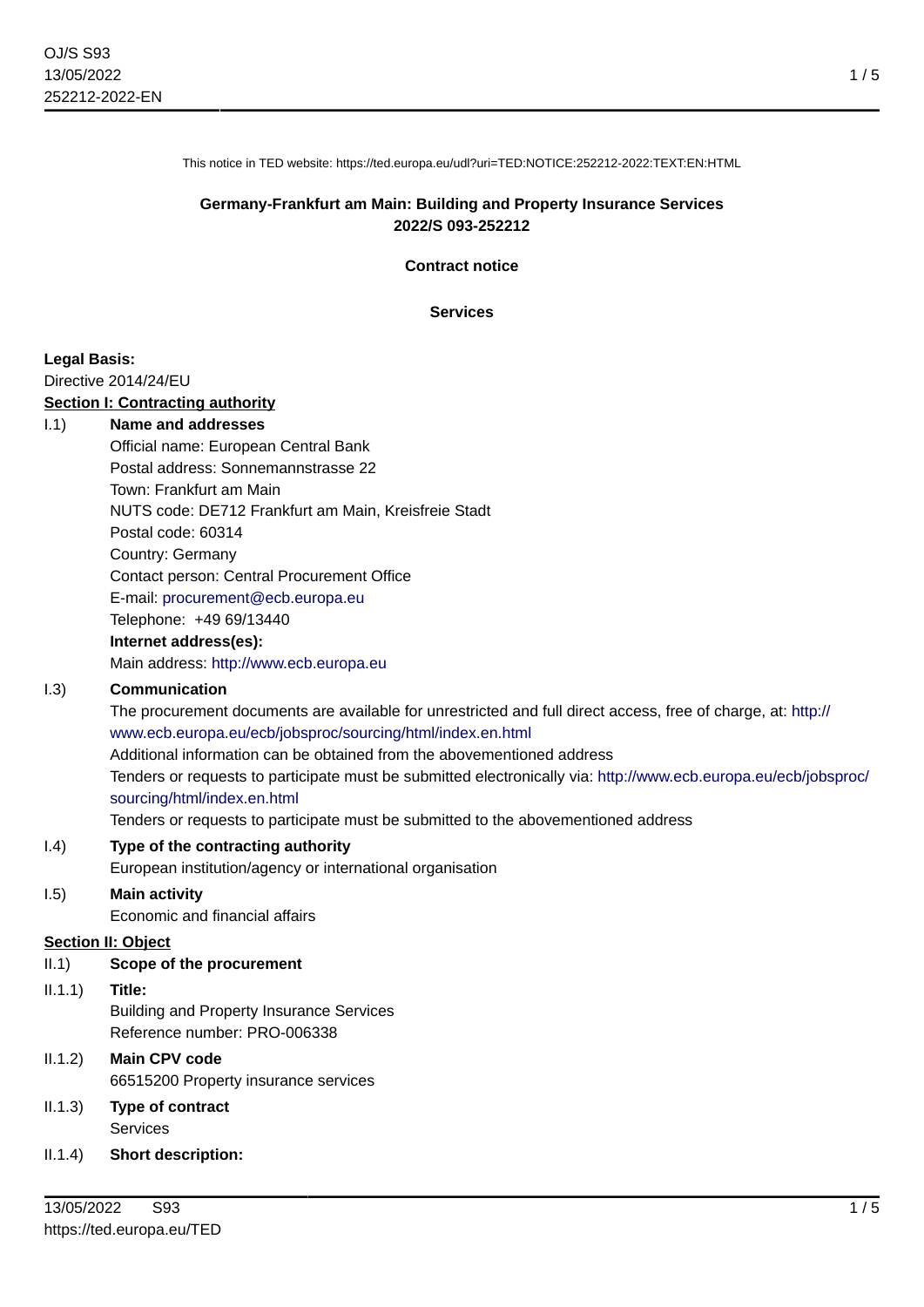This notice in TED website: https://ted.europa.eu/udl?uri=TED:NOTICE:252212-2022:TEXT:EN:HTML

**Germany-Frankfurt am Main: Building and Property Insurance Services**
**2022/S 093-252212**

**Contract notice**

**Services**

**Legal Basis:**
Directive 2014/24/EU

**Section I: Contracting authority**

I.1) **Name and addresses**
Official name: European Central Bank
Postal address: Sonnemannstrasse 22
Town: Frankfurt am Main
NUTS code: DE712 Frankfurt am Main, Kreisfreie Stadt
Postal code: 60314
Country: Germany
Contact person: Central Procurement Office
E-mail: procurement@ecb.europa.eu
Telephone: +49 69/13440
**Internet address(es):**
Main address: http://www.ecb.europa.eu

I.3) **Communication**
The procurement documents are available for unrestricted and full direct access, free of charge, at: http://www.ecb.europa.eu/ecb/jobsproc/sourcing/html/index.en.html
Additional information can be obtained from the abovementioned address
Tenders or requests to participate must be submitted electronically via: http://www.ecb.europa.eu/ecb/jobsproc/sourcing/html/index.en.html
Tenders or requests to participate must be submitted to the abovementioned address

I.4) **Type of the contracting authority**
European institution/agency or international organisation

I.5) **Main activity**
Economic and financial affairs

**Section II: Object**

II.1) **Scope of the procurement**

II.1.1) **Title:**
Building and Property Insurance Services
Reference number: PRO-006338

II.1.2) **Main CPV code**
66515200 Property insurance services

II.1.3) **Type of contract**
Services

II.1.4) **Short description:**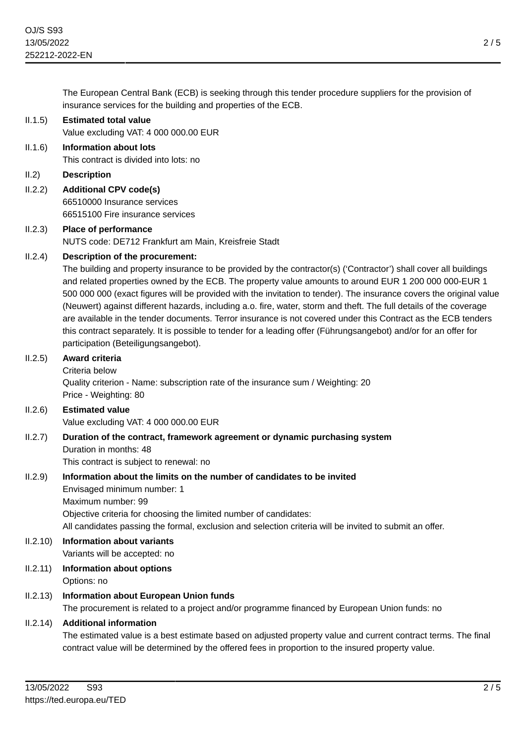The European Central Bank (ECB) is seeking through this tender procedure suppliers for the provision of insurance services for the building and properties of the ECB.

II.1.5) **Estimated total value**

Value excluding VAT: 4 000 000.00 EUR

II.1.6) **Information about lots**

This contract is divided into lots: no

II.2) **Description**

II.2.2) **Additional CPV code(s)**

66510000 Insurance services

66515100 Fire insurance services

II.2.3) **Place of performance**

NUTS code: DE712 Frankfurt am Main, Kreisfreie Stadt

II.2.4) **Description of the procurement:**

The building and property insurance to be provided by the contractor(s) ('Contractor') shall cover all buildings and related properties owned by the ECB. The property value amounts to around EUR 1 200 000 000-EUR 1 500 000 000 (exact figures will be provided with the invitation to tender). The insurance covers the original value (Neuwert) against different hazards, including a.o. fire, water, storm and theft. The full details of the coverage are available in the tender documents. Terror insurance is not covered under this Contract as the ECB tenders this contract separately. It is possible to tender for a leading offer (Führungsangebot) and/or for an offer for participation (Beteiligungsangebot).

II.2.5) **Award criteria**

Criteria below

Quality criterion - Name: subscription rate of the insurance sum / Weighting: 20

Price - Weighting: 80

II.2.6) **Estimated value**

Value excluding VAT: 4 000 000.00 EUR

II.2.7) **Duration of the contract, framework agreement or dynamic purchasing system**

Duration in months: 48

This contract is subject to renewal: no

II.2.9) **Information about the limits on the number of candidates to be invited**

Envisaged minimum number: 1

Maximum number: 99

Objective criteria for choosing the limited number of candidates:

All candidates passing the formal, exclusion and selection criteria will be invited to submit an offer.

II.2.10) **Information about variants**

Variants will be accepted: no

II.2.11) **Information about options**

Options: no

II.2.13) **Information about European Union funds**

The procurement is related to a project and/or programme financed by European Union funds: no

II.2.14) **Additional information**

The estimated value is a best estimate based on adjusted property value and current contract terms. The final contract value will be determined by the offered fees in proportion to the insured property value.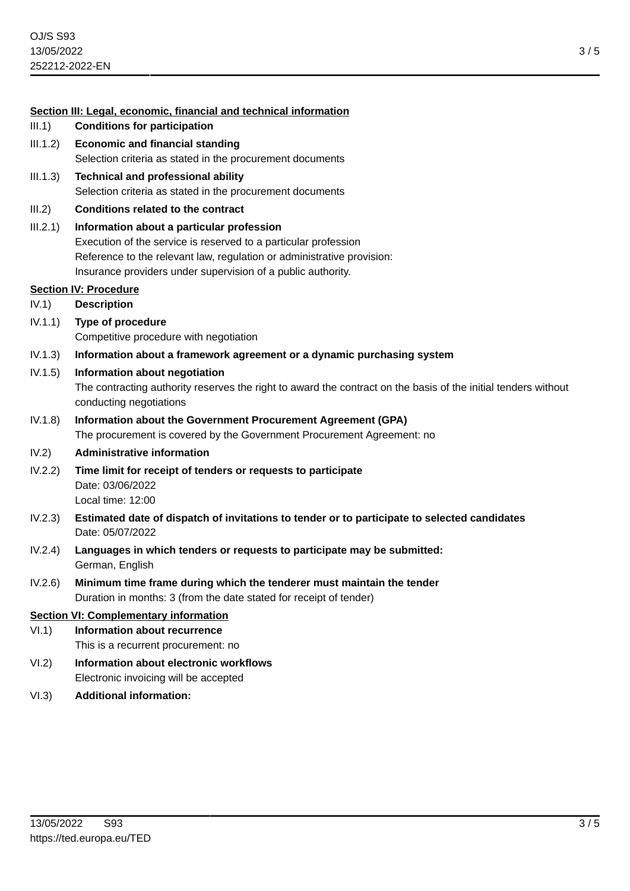## Section III: Legal, economic, financial and technical information

III.1) **Conditions for participation**

III.1.2) **Economic and financial standing**
Selection criteria as stated in the procurement documents

III.1.3) **Technical and professional ability**
Selection criteria as stated in the procurement documents

III.2) **Conditions related to the contract**

III.2.1) **Information about a particular profession**
Execution of the service is reserved to a particular profession
Reference to the relevant law, regulation or administrative provision:
Insurance providers under supervision of a public authority.

## Section IV: Procedure

IV.1) **Description**

IV.1.1) **Type of procedure**
Competitive procedure with negotiation

IV.1.3) **Information about a framework agreement or a dynamic purchasing system**

IV.1.5) **Information about negotiation**
The contracting authority reserves the right to award the contract on the basis of the initial tenders without conducting negotiations

IV.1.8) **Information about the Government Procurement Agreement (GPA)**
The procurement is covered by the Government Procurement Agreement: no

IV.2) **Administrative information**

IV.2.2) **Time limit for receipt of tenders or requests to participate**
Date: 03/06/2022
Local time: 12:00

IV.2.3) **Estimated date of dispatch of invitations to tender or to participate to selected candidates**
Date: 05/07/2022

IV.2.4) **Languages in which tenders or requests to participate may be submitted:**
German, English

IV.2.6) **Minimum time frame during which the tenderer must maintain the tender**
Duration in months: 3 (from the date stated for receipt of tender)

## Section VI: Complementary information

VI.1) **Information about recurrence**
This is a recurrent procurement: no

VI.2) **Information about electronic workflows**
Electronic invoicing will be accepted

VI.3) **Additional information:**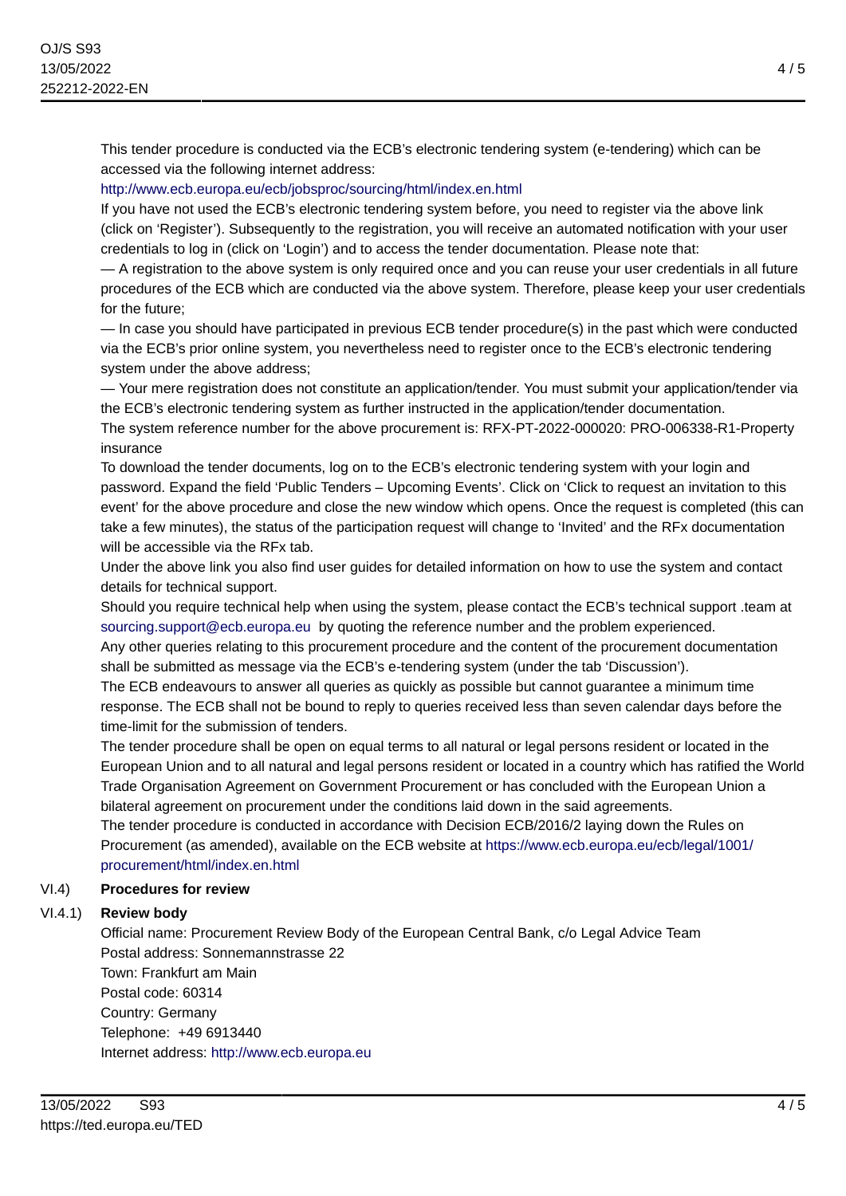This tender procedure is conducted via the ECB's electronic tendering system (e-tendering) which can be accessed via the following internet address:
http://www.ecb.europa.eu/ecb/jobsproc/sourcing/html/index.en.html
If you have not used the ECB's electronic tendering system before, you need to register via the above link (click on 'Register'). Subsequently to the registration, you will receive an automated notification with your user credentials to log in (click on 'Login') and to access the tender documentation. Please note that:
— A registration to the above system is only required once and you can reuse your user credentials in all future procedures of the ECB which are conducted via the above system. Therefore, please keep your user credentials for the future;
— In case you should have participated in previous ECB tender procedure(s) in the past which were conducted via the ECB's prior online system, you nevertheless need to register once to the ECB's electronic tendering system under the above address;
— Your mere registration does not constitute an application/tender. You must submit your application/tender via the ECB's electronic tendering system as further instructed in the application/tender documentation.
The system reference number for the above procurement is: RFX-PT-2022-000020: PRO-006338-R1-Property insurance
To download the tender documents, log on to the ECB's electronic tendering system with your login and password. Expand the field 'Public Tenders – Upcoming Events'. Click on 'Click to request an invitation to this event' for the above procedure and close the new window which opens. Once the request is completed (this can take a few minutes), the status of the participation request will change to 'Invited' and the RFx documentation will be accessible via the RFx tab.
Under the above link you also find user guides for detailed information on how to use the system and contact details for technical support.
Should you require technical help when using the system, please contact the ECB's technical support .team at sourcing.support@ecb.europa.eu by quoting the reference number and the problem experienced.
Any other queries relating to this procurement procedure and the content of the procurement documentation shall be submitted as message via the ECB's e-tendering system (under the tab 'Discussion').
The ECB endeavours to answer all queries as quickly as possible but cannot guarantee a minimum time response. The ECB shall not be bound to reply to queries received less than seven calendar days before the time-limit for the submission of tenders.
The tender procedure shall be open on equal terms to all natural or legal persons resident or located in the European Union and to all natural and legal persons resident or located in a country which has ratified the World Trade Organisation Agreement on Government Procurement or has concluded with the European Union a bilateral agreement on procurement under the conditions laid down in the said agreements.
The tender procedure is conducted in accordance with Decision ECB/2016/2 laying down the Rules on Procurement (as amended), available on the ECB website at https://www.ecb.europa.eu/ecb/legal/1001/procurement/html/index.en.html

VI.4) **Procedures for review**

VI.4.1) **Review body**

Official name: Procurement Review Body of the European Central Bank, c/o Legal Advice Team
Postal address: Sonnemannstrasse 22
Town: Frankfurt am Main
Postal code: 60314
Country: Germany
Telephone: +49 6913440
Internet address: http://www.ecb.europa.eu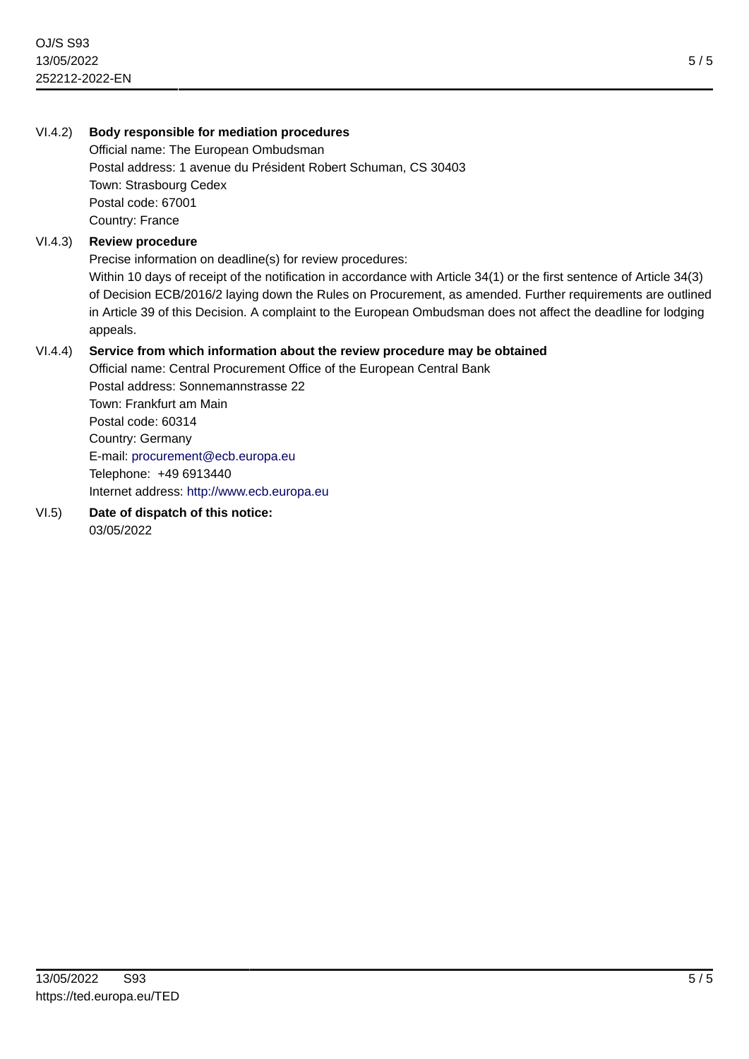VI.4.2) **Body responsible for mediation procedures**

Official name: The European Ombudsman
Postal address: 1 avenue du Président Robert Schuman, CS 30403
Town: Strasbourg Cedex
Postal code: 67001
Country: France

VI.4.3) **Review procedure**

Precise information on deadline(s) for review procedures:
Within 10 days of receipt of the notification in accordance with Article 34(1) or the first sentence of Article 34(3) of Decision ECB/2016/2 laying down the Rules on Procurement, as amended. Further requirements are outlined in Article 39 of this Decision. A complaint to the European Ombudsman does not affect the deadline for lodging appeals.

VI.4.4) **Service from which information about the review procedure may be obtained**

Official name: Central Procurement Office of the European Central Bank
Postal address: Sonnemannstrasse 22
Town: Frankfurt am Main
Postal code: 60314
Country: Germany
E-mail: procurement@ecb.europa.eu
Telephone: +49 6913440
Internet address: http://www.ecb.europa.eu

VI.5) **Date of dispatch of this notice:**

03/05/2022